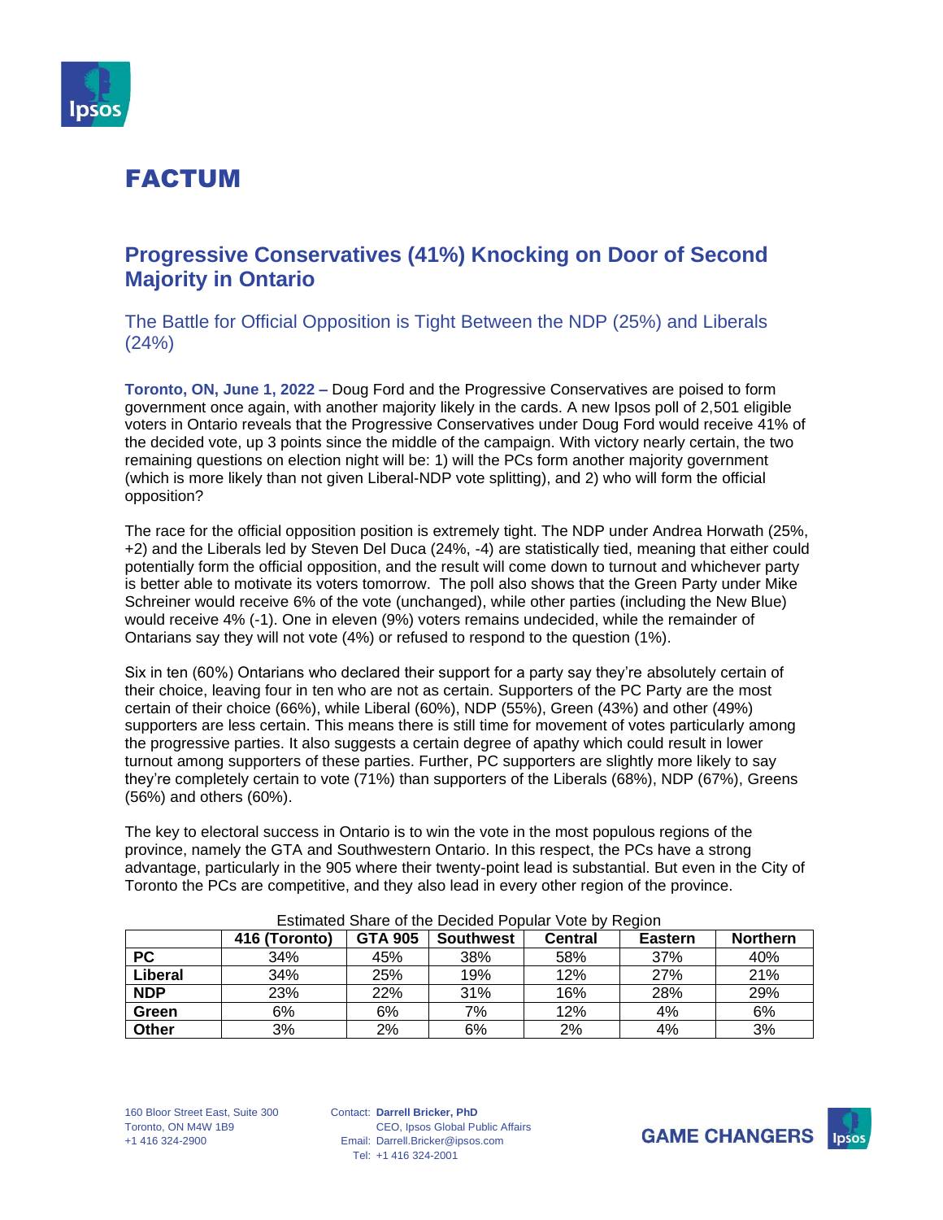# FACTUM

## Progressive Conservatives (41%) Knocking on Door of Second Majority in Ontario

### The Battle for Official Opposition is Tight Between the NDP (25%) and Liberals (24%)

**Toronto, ON, June 1, 2022 –** Doug Ford and the Progressive Conservatives are poised to form government once again, with another majority likely in the cards. A new Ipsos poll of 2,501 eligible voters in Ontario reveals that the Progressive Conservatives under Doug Ford would receive 41% of the decided vote, up 3 points since the middle of the campaign. With victory nearly certain, the two remaining questions on election night will be: 1) will the PCs form another majority government (which is more likely than not given Liberal-NDP vote splitting), and 2) who will form the official opposition?

The race for the official opposition position is extremely tight. The NDP under Andrea Horwath (25%, +2) and the Liberals led by Steven Del Duca (24%, -4) are statistically tied, meaning that either could potentially form the official opposition, and the result will come down to turnout and whichever party is better able to motivate its voters tomorrow. The poll also shows that the Green Party under Mike Schreiner would receive 6% of the vote (unchanged), while other parties (including the New Blue) would receive 4% (-1). One in eleven (9%) voters remains undecided, while the remainder of Ontarians say they will not vote (4%) or refused to respond to the question (1%).

Six in ten (60%) Ontarians who declared their support for a party say they're absolutely certain of their choice, leaving four in ten who are not as certain. Supporters of the PC Party are the most certain of their choice (66%), while Liberal (60%), NDP (55%), Green (43%) and other (49%) supporters are less certain. This means there is still time for movement of votes particularly among the progressive parties. It also suggests a certain degree of apathy which could result in lower turnout among supporters of these parties. Further, PC supporters are slightly more likely to say they're completely certain to vote (71%) than supporters of the Liberals (68%), NDP (67%), Greens (56%) and others (60%).

The key to electoral success in Ontario is to win the vote in the most populous regions of the province, namely the GTA and Southwestern Ontario. In this respect, the PCs have a strong advantage, particularly in the 905 where their twenty-point lead is substantial. But even in the City of Toronto the PCs are competitive, and they also lead in every other region of the province.

Estimated Share of the Decided Popular Vote by Region

| | 416 (Toronto) | GTA 905 | Southwest | Central | Eastern | Northern |
|---|---|---|---|---|---|---|
| **PC** | 34% | 45% | 38% | 58% | 37% | 40% |
| **Liberal** | 34% | 25% | 19% | 12% | 27% | 21% |
| **NDP** | 23% | 22% | 31% | 16% | 28% | 29% |
| **Green** | 6% | 6% | 7% | 12% | 4% | 6% |
| **Other** | 3% | 2% | 6% | 2% | 4% | 3% |

160 Bloor Street East, Suite 300
Toronto, ON M4W 1B9
+1 416 324-2900

Contact: **Darrell Bricker, PhD**
CEO, Ipsos Global Public Affairs
Email: Darrell.Bricker@ipsos.com
Tel: +1 416 324-2001

GAME CHANGERS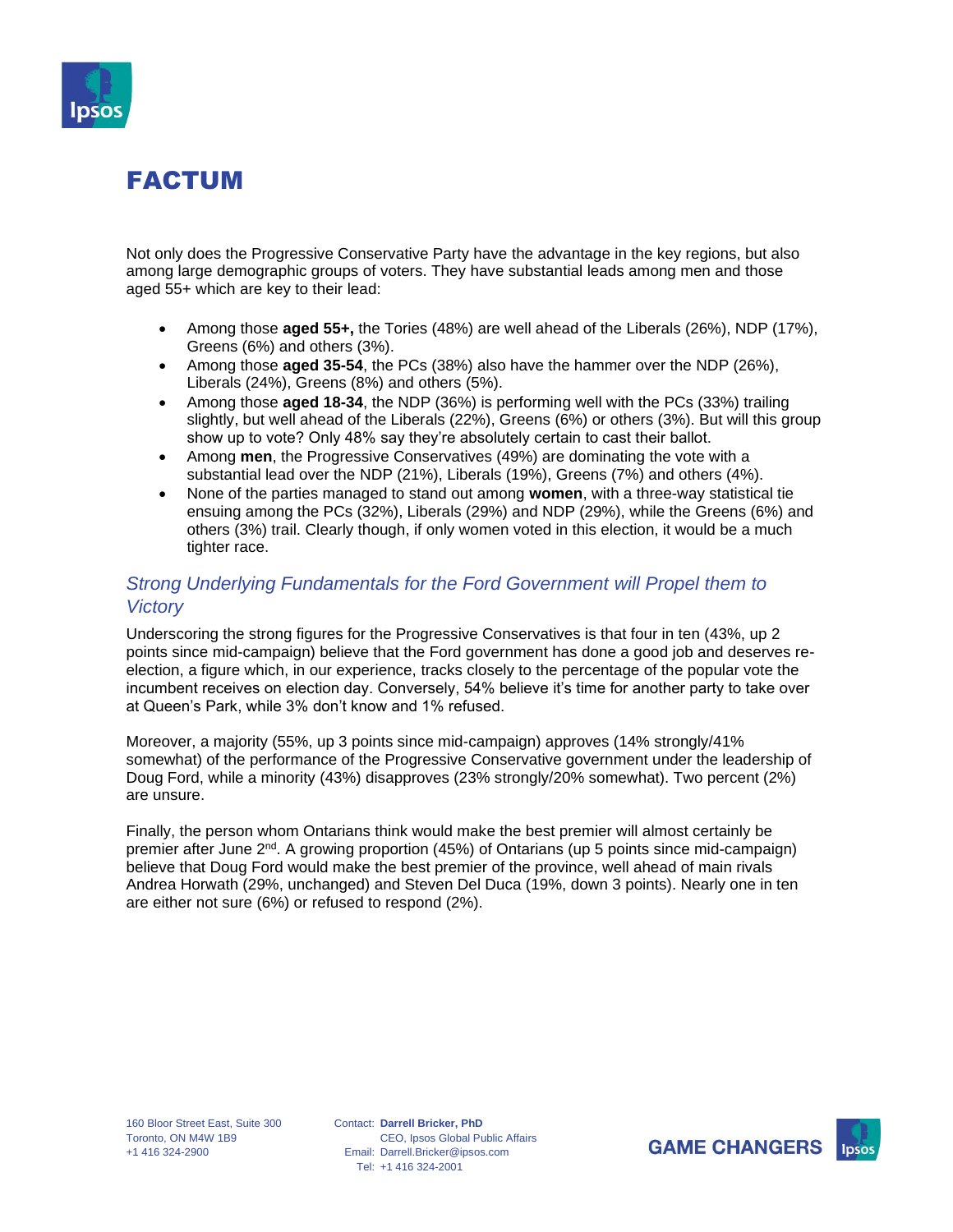# FACTUM

Not only does the Progressive Conservative Party have the advantage in the key regions, but also among large demographic groups of voters. They have substantial leads among men and those aged 55+ which are key to their lead:

- Among those **aged 55+,** the Tories (48%) are well ahead of the Liberals (26%), NDP (17%), Greens (6%) and others (3%).
- Among those **aged 35-54**, the PCs (38%) also have the hammer over the NDP (26%), Liberals (24%), Greens (8%) and others (5%).
- Among those **aged 18-34**, the NDP (36%) is performing well with the PCs (33%) trailing slightly, but well ahead of the Liberals (22%), Greens (6%) or others (3%). But will this group show up to vote? Only 48% say they're absolutely certain to cast their ballot.
- Among **men**, the Progressive Conservatives (49%) are dominating the vote with a substantial lead over the NDP (21%), Liberals (19%), Greens (7%) and others (4%).
- None of the parties managed to stand out among **women**, with a three-way statistical tie ensuing among the PCs (32%), Liberals (29%) and NDP (29%), while the Greens (6%) and others (3%) trail. Clearly though, if only women voted in this election, it would be a much tighter race.

## *Strong Underlying Fundamentals for the Ford Government will Propel them to Victory*

Underscoring the strong figures for the Progressive Conservatives is that four in ten (43%, up 2 points since mid-campaign) believe that the Ford government has done a good job and deserves re-election, a figure which, in our experience, tracks closely to the percentage of the popular vote the incumbent receives on election day. Conversely, 54% believe it's time for another party to take over at Queen's Park, while 3% don't know and 1% refused.

Moreover, a majority (55%, up 3 points since mid-campaign) approves (14% strongly/41% somewhat) of the performance of the Progressive Conservative government under the leadership of Doug Ford, while a minority (43%) disapproves (23% strongly/20% somewhat). Two percent (2%) are unsure.

Finally, the person whom Ontarians think would make the best premier will almost certainly be premier after June 2nd. A growing proportion (45%) of Ontarians (up 5 points since mid-campaign) believe that Doug Ford would make the best premier of the province, well ahead of main rivals Andrea Horwath (29%, unchanged) and Steven Del Duca (19%, down 3 points). Nearly one in ten are either not sure (6%) or refused to respond (2%).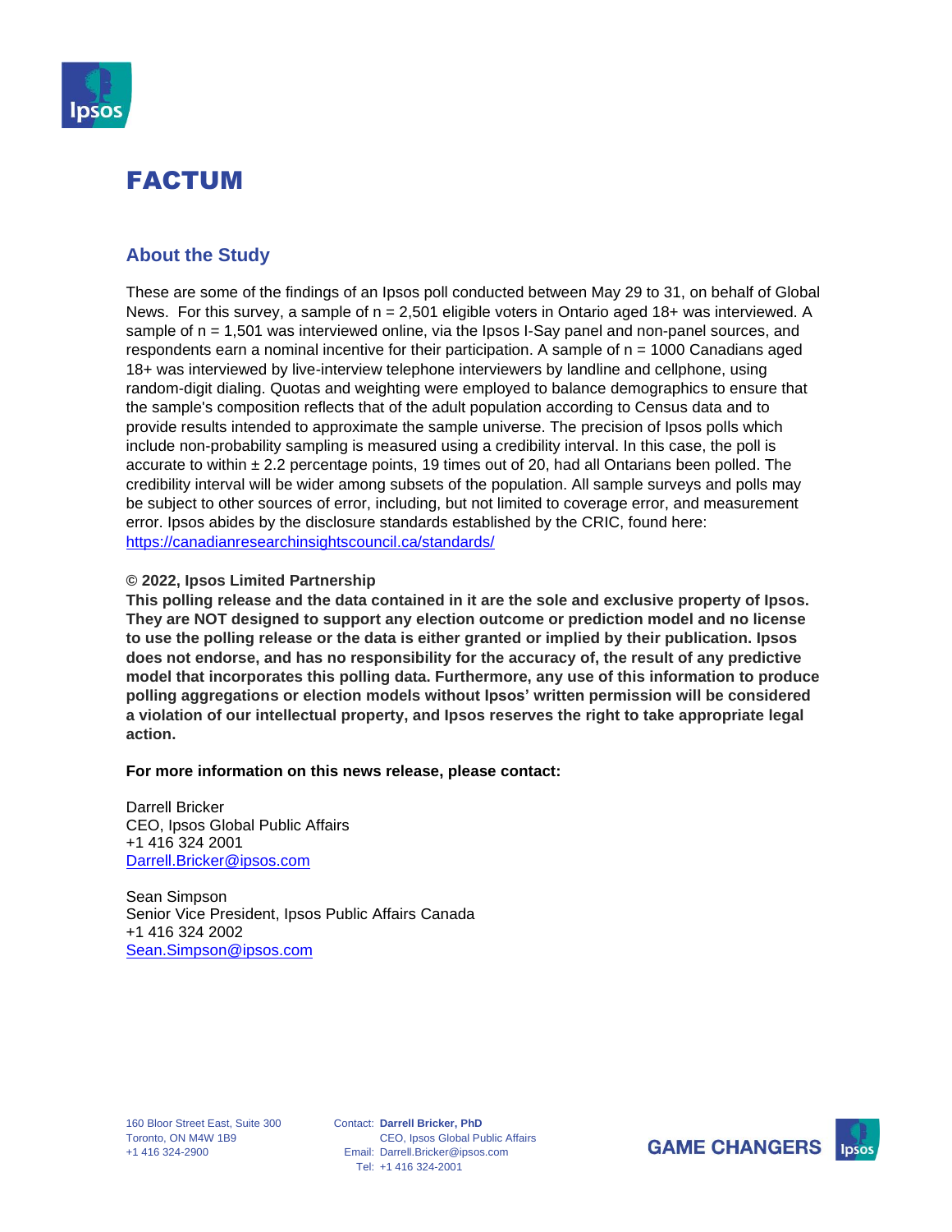# FACTUM

## About the Study

These are some of the findings of an Ipsos poll conducted between May 29 to 31, on behalf of Global News. For this survey, a sample of n = 2,501 eligible voters in Ontario aged 18+ was interviewed. A sample of n = 1,501 was interviewed online, via the Ipsos I-Say panel and non-panel sources, and respondents earn a nominal incentive for their participation. A sample of n = 1000 Canadians aged 18+ was interviewed by live-interview telephone interviewers by landline and cellphone, using random-digit dialing. Quotas and weighting were employed to balance demographics to ensure that the sample's composition reflects that of the adult population according to Census data and to provide results intended to approximate the sample universe. The precision of Ipsos polls which include non-probability sampling is measured using a credibility interval. In this case, the poll is accurate to within ± 2.2 percentage points, 19 times out of 20, had all Ontarians been polled. The credibility interval will be wider among subsets of the population. All sample surveys and polls may be subject to other sources of error, including, but not limited to coverage error, and measurement error. Ipsos abides by the disclosure standards established by the CRIC, found here: https://canadianresearchinsightscouncil.ca/standards/

**© 2022, Ipsos Limited Partnership**

**This polling release and the data contained in it are the sole and exclusive property of Ipsos. They are NOT designed to support any election outcome or prediction model and no license to use the polling release or the data is either granted or implied by their publication. Ipsos does not endorse, and has no responsibility for the accuracy of, the result of any predictive model that incorporates this polling data. Furthermore, any use of this information to produce polling aggregations or election models without Ipsos' written permission will be considered a violation of our intellectual property, and Ipsos reserves the right to take appropriate legal action.**

**For more information on this news release, please contact:**

Darrell Bricker
CEO, Ipsos Global Public Affairs
+1 416 324 2001
Darrell.Bricker@ipsos.com

Sean Simpson
Senior Vice President, Ipsos Public Affairs Canada
+1 416 324 2002
Sean.Simpson@ipsos.com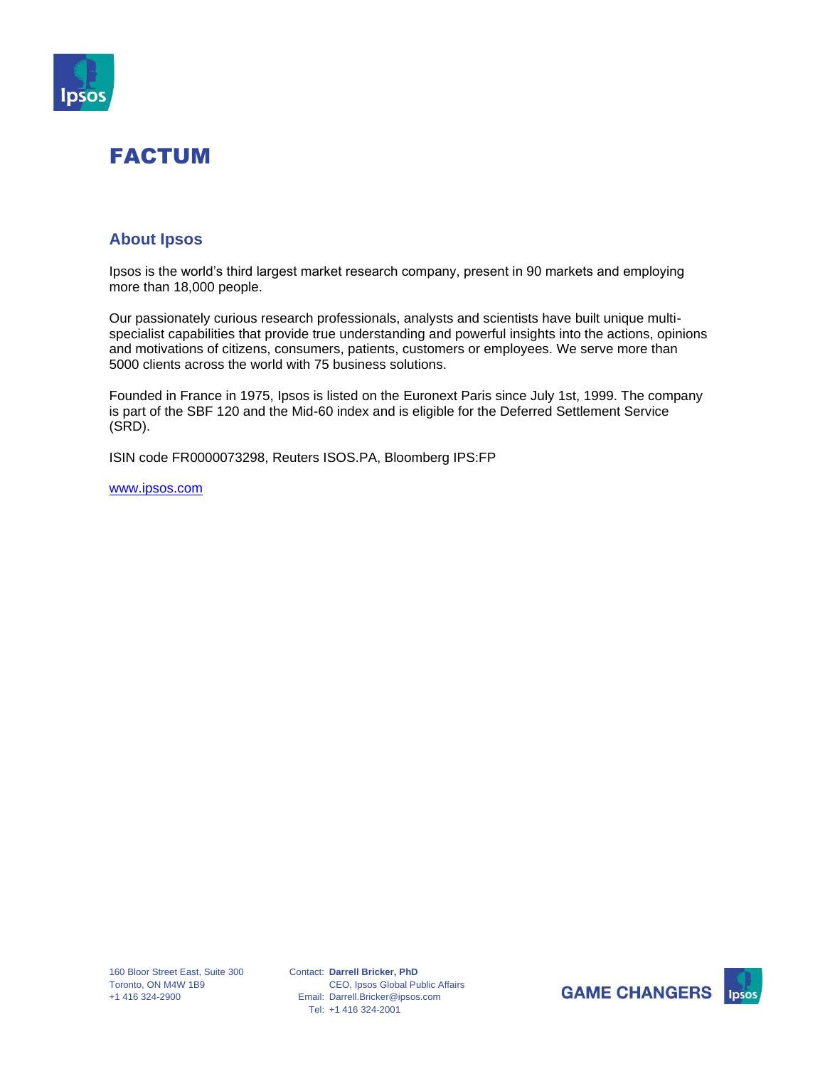# FACTUM

## About Ipsos

Ipsos is the world's third largest market research company, present in 90 markets and employing more than 18,000 people.

Our passionately curious research professionals, analysts and scientists have built unique multi-specialist capabilities that provide true understanding and powerful insights into the actions, opinions and motivations of citizens, consumers, patients, customers or employees. We serve more than 5000 clients across the world with 75 business solutions.

Founded in France in 1975, Ipsos is listed on the Euronext Paris since July 1st, 1999. The company is part of the SBF 120 and the Mid-60 index and is eligible for the Deferred Settlement Service (SRD).

ISIN code FR0000073298, Reuters ISOS.PA, Bloomberg IPS:FP

www.ipsos.com

160 Bloor Street East, Suite 300
Toronto, ON M4W 1B9
+1 416 324-2900

Contact: **Darrell Bricker, PhD**
CEO, Ipsos Global Public Affairs
Email: Darrell.Bricker@ipsos.com
Tel: +1 416 324-2001

GAME CHANGERS